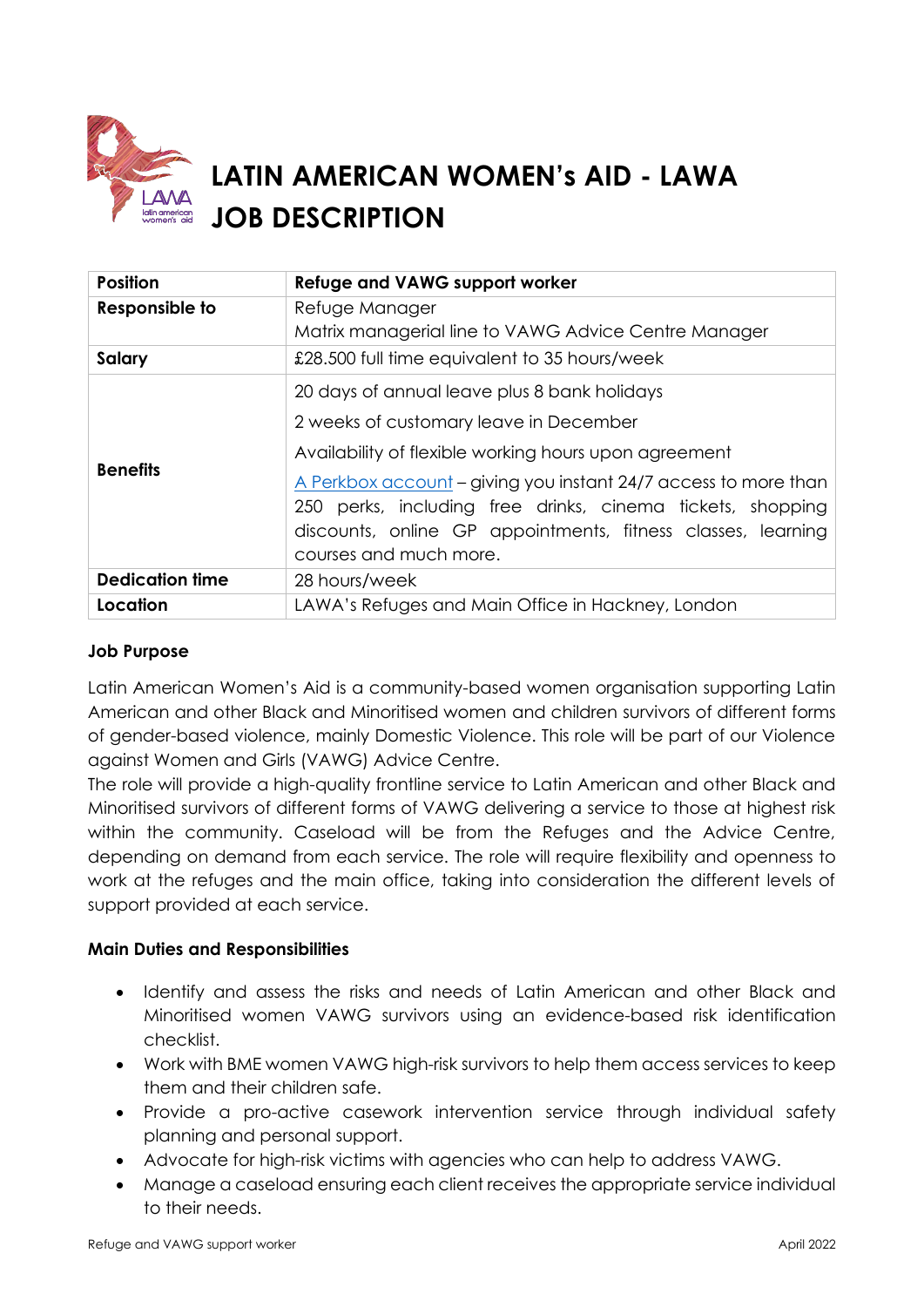# LATIN AMERICAN WOMEN's AID - LAWA
# JOB DESCRIPTION

| Position | Refuge and VAWG support worker |
|---|---|
| Responsible to | Refuge Manager<br>Matrix managerial line to VAWG Advice Centre Manager |
| Salary | £28.500 full time equivalent to 35 hours/week |
| Benefits | 20 days of annual leave plus 8 bank holidays<br>2 weeks of customary leave in December<br>Availability of flexible working hours upon agreement<br>A Perkbox account – giving you instant 24/7 access to more than 250 perks, including free drinks, cinema tickets, shopping discounts, online GP appointments, fitness classes, learning courses and much more. |
| Dedication time | 28 hours/week |
| Location | LAWA's Refuges and Main Office in Hackney, London |

**Job Purpose**

Latin American Women's Aid is a community-based women organisation supporting Latin American and other Black and Minoritised women and children survivors of different forms of gender-based violence, mainly Domestic Violence. This role will be part of our Violence against Women and Girls (VAWG) Advice Centre.

The role will provide a high-quality frontline service to Latin American and other Black and Minoritised survivors of different forms of VAWG delivering a service to those at highest risk within the community. Caseload will be from the Refuges and the Advice Centre, depending on demand from each service. The role will require flexibility and openness to work at the refuges and the main office, taking into consideration the different levels of support provided at each service.

**Main Duties and Responsibilities**

- Identify and assess the risks and needs of Latin American and other Black and Minoritised women VAWG survivors using an evidence-based risk identification checklist.
- Work with BME women VAWG high-risk survivors to help them access services to keep them and their children safe.
- Provide a pro-active casework intervention service through individual safety planning and personal support.
- Advocate for high-risk victims with agencies who can help to address VAWG.
- Manage a caseload ensuring each client receives the appropriate service individual to their needs.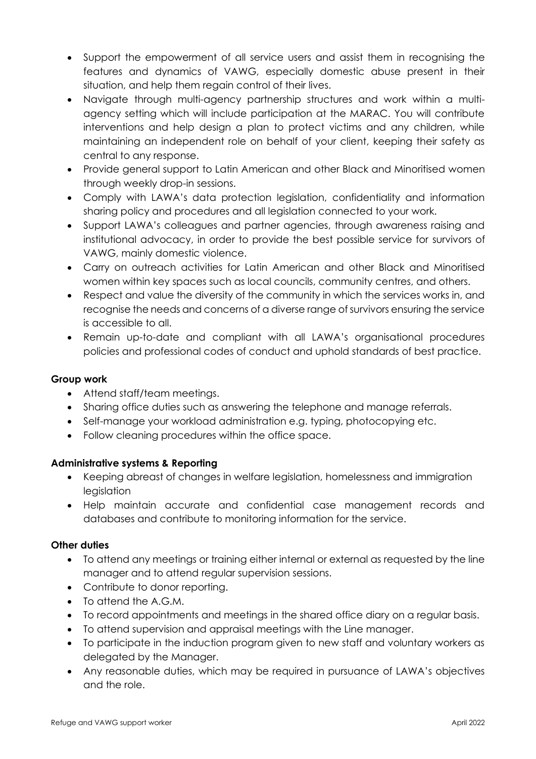- Support the empowerment of all service users and assist them in recognising the features and dynamics of VAWG, especially domestic abuse present in their situation, and help them regain control of their lives.
- Navigate through multi-agency partnership structures and work within a multi-agency setting which will include participation at the MARAC. You will contribute interventions and help design a plan to protect victims and any children, while maintaining an independent role on behalf of your client, keeping their safety as central to any response.
- Provide general support to Latin American and other Black and Minoritised women through weekly drop-in sessions.
- Comply with LAWA's data protection legislation, confidentiality and information sharing policy and procedures and all legislation connected to your work.
- Support LAWA's colleagues and partner agencies, through awareness raising and institutional advocacy, in order to provide the best possible service for survivors of VAWG, mainly domestic violence.
- Carry on outreach activities for Latin American and other Black and Minoritised women within key spaces such as local councils, community centres, and others.
- Respect and value the diversity of the community in which the services works in, and recognise the needs and concerns of a diverse range of survivors ensuring the service is accessible to all.
- Remain up-to-date and compliant with all LAWA's organisational procedures policies and professional codes of conduct and uphold standards of best practice.

**Group work**

- Attend staff/team meetings.
- Sharing office duties such as answering the telephone and manage referrals.
- Self-manage your workload administration e.g. typing, photocopying etc.
- Follow cleaning procedures within the office space.

**Administrative systems & Reporting**

- Keeping abreast of changes in welfare legislation, homelessness and immigration legislation
- Help maintain accurate and confidential case management records and databases and contribute to monitoring information for the service.

**Other duties**

- To attend any meetings or training either internal or external as requested by the line manager and to attend regular supervision sessions.
- Contribute to donor reporting.
- To attend the A.G.M.
- To record appointments and meetings in the shared office diary on a regular basis.
- To attend supervision and appraisal meetings with the Line manager.
- To participate in the induction program given to new staff and voluntary workers as delegated by the Manager.
- Any reasonable duties, which may be required in pursuance of LAWA's objectives and the role.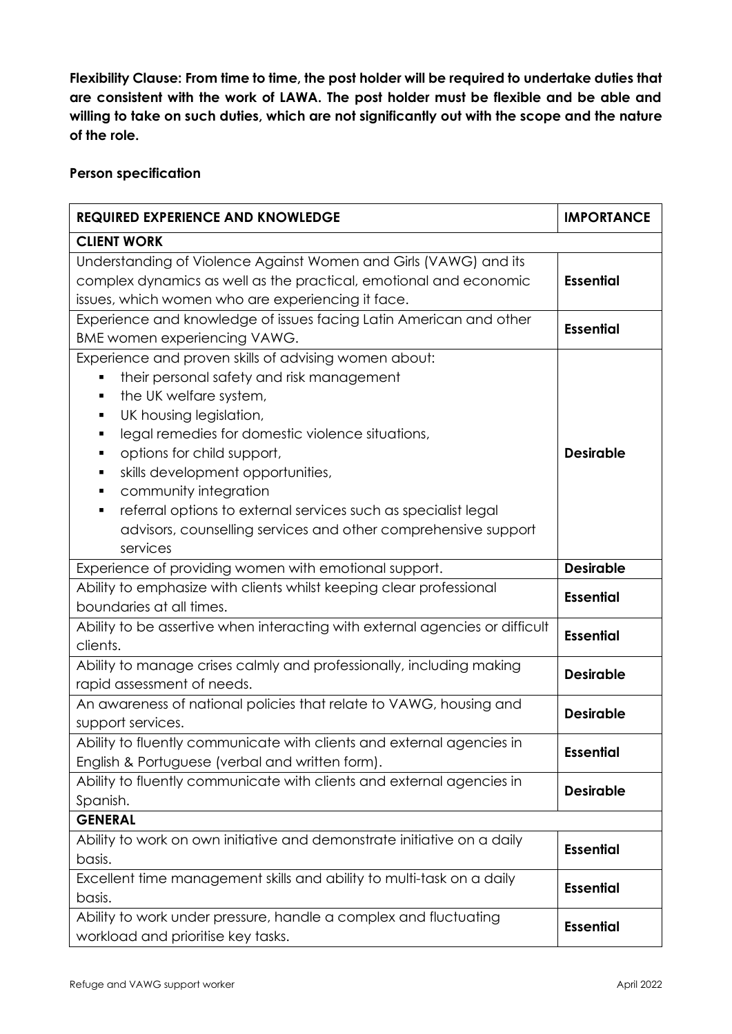**Flexibility Clause: From time to time, the post holder will be required to undertake duties that are consistent with the work of LAWA. The post holder must be flexible and be able and willing to take on such duties, which are not significantly out with the scope and the nature of the role.**

**Person specification**

| **REQUIRED EXPERIENCE AND KNOWLEDGE** | **IMPORTANCE** |
|---|---|
| **CLIENT WORK** | |
| Understanding of Violence Against Women and Girls (VAWG) and its complex dynamics as well as the practical, emotional and economic issues, which women who are experiencing it face. | **Essential** |
| Experience and knowledge of issues facing Latin American and other BME women experiencing VAWG. | **Essential** |
| Experience and proven skills of advising women about:<br>▪ their personal safety and risk management<br>▪ the UK welfare system,<br>▪ UK housing legislation,<br>▪ legal remedies for domestic violence situations,<br>▪ options for child support,<br>▪ skills development opportunities,<br>▪ community integration<br>▪ referral options to external services such as specialist legal advisors, counselling services and other comprehensive support services | **Desirable** |
| Experience of providing women with emotional support. | **Desirable** |
| Ability to emphasize with clients whilst keeping clear professional boundaries at all times. | **Essential** |
| Ability to be assertive when interacting with external agencies or difficult clients. | **Essential** |
| Ability to manage crises calmly and professionally, including making rapid assessment of needs. | **Desirable** |
| An awareness of national policies that relate to VAWG, housing and support services. | **Desirable** |
| Ability to fluently communicate with clients and external agencies in English & Portuguese (verbal and written form). | **Essential** |
| Ability to fluently communicate with clients and external agencies in Spanish. | **Desirable** |
| **GENERAL** | |
| Ability to work on own initiative and demonstrate initiative on a daily basis. | **Essential** |
| Excellent time management skills and ability to multi-task on a daily basis. | **Essential** |
| Ability to work under pressure, handle a complex and fluctuating workload and prioritise key tasks. | **Essential** |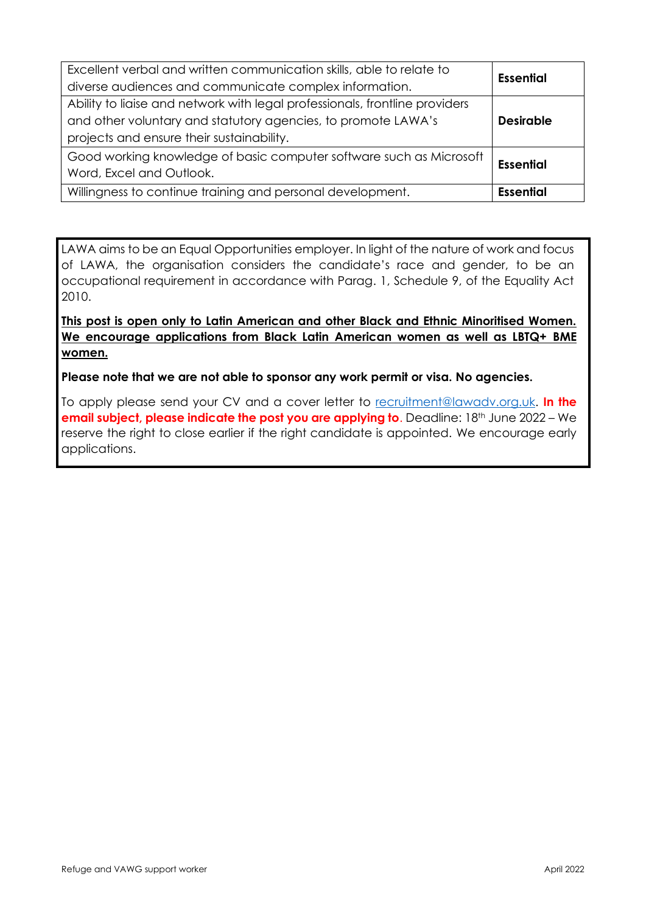| | |
|---|---|
| Excellent verbal and written communication skills, able to relate to diverse audiences and communicate complex information. | **Essential** |
| Ability to liaise and network with legal professionals, frontline providers and other voluntary and statutory agencies, to promote LAWA's projects and ensure their sustainability. | **Desirable** |
| Good working knowledge of basic computer software such as Microsoft Word, Excel and Outlook. | **Essential** |
| Willingness to continue training and personal development. | **Essential** |

LAWA aims to be an Equal Opportunities employer. In light of the nature of work and focus of LAWA, the organisation considers the candidate's race and gender, to be an occupational requirement in accordance with Parag. 1, Schedule 9, of the Equality Act 2010.

**<u>This post is open only to Latin American and other Black and Ethnic Minoritised Women. We encourage applications from Black Latin American women as well as LBTQ+ BME women.</u>**

**Please note that we are not able to sponsor any work permit or visa. No agencies.**

To apply please send your CV and a cover letter to recruitment@lawadv.org.uk. **In the email subject, please indicate the post you are applying to**. Deadline: 18th June 2022 – We reserve the right to close earlier if the right candidate is appointed. We encourage early applications.